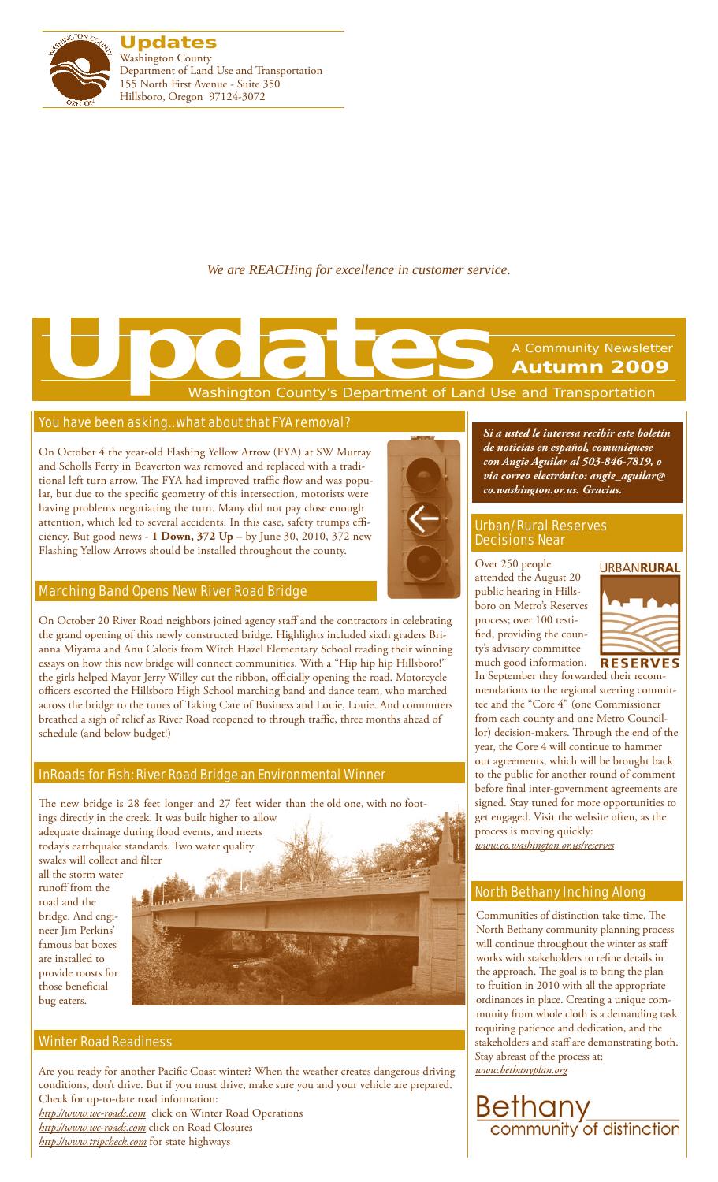**Updates**
Washington County
Department of Land Use and Transportation
155 North First Avenue - Suite 350
Hillsboro, Oregon 97124-3072

*We are REACHing for excellence in customer service.*

# Updates

A Community Newsletter
**Autumn 2009**

Washington County's Department of Land Use and Transportation

## You have been asking...what about that FYA removal?

On October 4 the year-old Flashing Yellow Arrow (FYA) at SW Murray and Scholls Ferry in Beaverton was removed and replaced with a traditional left turn arrow. The FYA had improved traffic flow and was popular, but due to the specific geometry of this intersection, motorists were having problems negotiating the turn. Many did not pay close enough attention, which led to several accidents. In this case, safety trumps efficiency. But good news - **1 Down, 372 Up** – by June 30, 2010, 372 new Flashing Yellow Arrows should be installed throughout the county.

## Marching Band Opens New River Road Bridge

On October 20 River Road neighbors joined agency staff and the contractors in celebrating the grand opening of this newly constructed bridge. Highlights included sixth graders Brianna Miyama and Anu Calotis from Witch Hazel Elementary School reading their winning essays on how this new bridge will connect communities. With a "Hip hip hip Hillsboro!" the girls helped Mayor Jerry Willey cut the ribbon, officially opening the road. Motorcycle officers escorted the Hillsboro High School marching band and dance team, who marched across the bridge to the tunes of Taking Care of Business and Louie, Louie. And commuters breathed a sigh of relief as River Road reopened to through traffic, three months ahead of schedule (and below budget!)

## InRoads for Fish: River Road Bridge an Environmental Winner

The new bridge is 28 feet longer and 27 feet wider than the old one, with no footings directly in the creek. It was built higher to allow adequate drainage during flood events, and meets today's earthquake standards. Two water quality swales will collect and filter all the storm water runoff from the road and the bridge. And engineer Jim Perkins' famous bat boxes are installed to provide roosts for those beneficial bug eaters.

## Winter Road Readiness

Are you ready for another Pacific Coast winter? When the weather creates dangerous driving conditions, don't drive. But if you must drive, make sure you and your vehicle are prepared. Check for up-to-date road information:

*http://www.wc-roads.com* click on Winter Road Operations
*http://www.wc-roads.com* click on Road Closures
*http://www.tripcheck.com* for state highways

***Si a usted le interesa recibir este boletín de noticias en español, comuníquese con Angie Aguilar al 503-846-7819, o via correo electrónico: angie_aguilar@co.washington.or.us. Gracias.***

## Urban/Rural Reserves Decisions Near

URBAN**RURAL** **RESERVES**

Over 250 people attended the August 20 public hearing in Hillsboro on Metro's Reserves process; over 100 testified, providing the county's advisory committee much good information. In September they forwarded their recommendations to the regional steering committee and the "Core 4" (one Commissioner from each county and one Metro Councillor) decision-makers. Through the end of the year, the Core 4 will continue to hammer out agreements, which will be brought back to the public for another round of comment before final inter-government agreements are signed. Stay tuned for more opportunities to get engaged. Visit the website often, as the process is moving quickly:
*www.co.washington.or.us/reserves*

## North Bethany Inching Along

Communities of distinction take time. The North Bethany community planning process will continue throughout the winter as staff works with stakeholders to refine details in the approach. The goal is to bring the plan to fruition in 2010 with all the appropriate ordinances in place. Creating a unique community from whole cloth is a demanding task requiring patience and dedication, and the stakeholders and staff are demonstrating both. Stay abreast of the process at:
*www.bethanyplan.org*

Bethany
community of distinction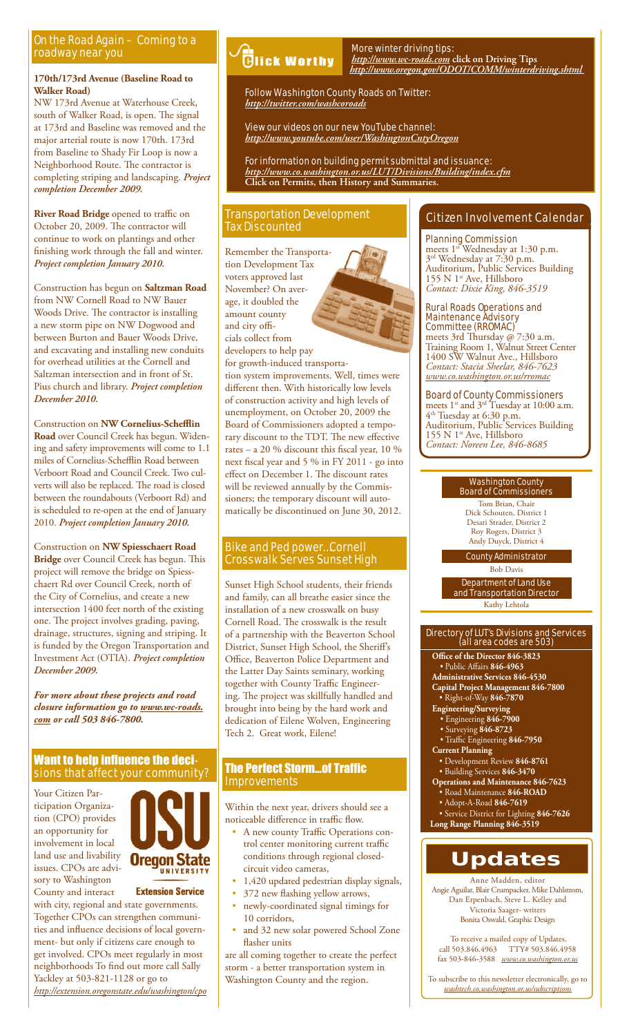## On the Road Again – Coming to a roadway near you

**170th/173rd Avenue (Baseline Road to Walker Road)**

NW 173rd Avenue at Waterhouse Creek, south of Walker Road, is open. The signal at 173rd and Baseline was removed and the major arterial route is now 170th. 173rd from Baseline to Shady Fir Loop is now a Neighborhood Route. The contractor is completing striping and landscaping. ***Project completion December 2009.***

**River Road Bridge** opened to traffic on October 20, 2009. The contractor will continue to work on plantings and other finishing work through the fall and winter. ***Project completion January 2010.***

Construction has begun on **Saltzman Road** from NW Cornell Road to NW Bauer Woods Drive. The contractor is installing a new storm pipe on NW Dogwood and between Burton and Bauer Woods Drive, and excavating and installing new conduits for overhead utilities at the Cornell and Saltzman intersection and in front of St. Pius church and library. ***Project completion December 2010.***

Construction on **NW Cornelius-Schefflin Road** over Council Creek has begun. Widening and safety improvements will come to 1.1 miles of Cornelius-Schefflin Road between Verboort Road and Council Creek. Two culverts will also be replaced. The road is closed between the roundabouts (Verboort Rd) and is scheduled to re-open at the end of January 2010. ***Project completion January 2010.***

Construction on **NW Spiesschaert Road Bridge** over Council Creek has begun. This project will remove the bridge on Spiesschaert Rd over Council Creek, north of the City of Cornelius, and create a new intersection 1400 feet north of the existing one. The project involves grading, paving, drainage, structures, signing and striping. It is funded by the Oregon Transportation and Investment Act (OTIA). ***Project completion December 2009.***

***For more about these projects and road closure information go to www.wc-roads.com or call 503 846-7800.***

## Want to help influence the decisions that affect your community?

Your Citizen Participation Organization (CPO) provides an opportunity for involvement in local land use and livability issues. CPOs are advisory to Washington County and interact with city, regional and state governments. Together CPOs can strengthen communities and influence decisions of local government- but only if citizens care enough to get involved. CPOs meet regularly in most neighborhoods To find out more call Sally Yackley at 503-821-1128 or go to *http://extension.oregonstate.edu/washington/cpo*

OSU Oregon State University Extension Service

## Click Worthy

More winter driving tips:
*http://www.wc-roads.com* **click on Driving Tips**
*http://www.oregon.gov/ODOT/COMM/winterdriving.shtml*

Follow Washington County Roads on Twitter:
*http://twitter.com/washcoroads*

View our videos on our new YouTube channel:
*http://www.youtube.com/user/WashingtonCntyOregon*

For information on building permit submittal and issuance:
*http://www.co.washington.or.us/LUT/Divisions/Building/index.cfm*
**Click on Permits, then History and Summaries.**

## Transportation Development Tax Discounted

Remember the Transportation Development Tax voters approved last November? On average, it doubled the amount county and city officials collect from developers to help pay for growth-induced transportation system improvements. Well, times were different then. With historically low levels of construction activity and high levels of unemployment, on October 20, 2009 the Board of Commissioners adopted a temporary discount to the TDT. The new effective rates – a 20 % discount this fiscal year, 10 % next fiscal year and 5 % in FY 2011 - go into effect on December 1. The discount rates will be reviewed annually by the Commissioners; the temporary discount will automatically be discontinued on June 30, 2012.

## Bike and Ped power..Cornell Crosswalk Serves Sunset High

Sunset High School students, their friends and family, can all breathe easier since the installation of a new crosswalk on busy Cornell Road. The crosswalk is the result of a partnership with the Beaverton School District, Sunset High School, the Sheriff's Office, Beaverton Police Department and the Latter Day Saints seminary, working together with County Traffic Engineering. The project was skillfully handled and brought into being by the hard work and dedication of Eilene Wolven, Engineering Tech 2. Great work, Eilene!

## The Perfect Storm…of Traffic Improvements

Within the next year, drivers should see a noticeable difference in traffic flow.

- A new county Traffic Operations control center monitoring current traffic conditions through regional closed-circuit video cameras,
- 1,420 updated pedestrian display signals,
- 372 new flashing yellow arrows,
- newly-coordinated signal timings for 10 corridors,
- and 32 new solar powered School Zone flasher units

are all coming together to create the perfect storm - a better transportation system in Washington County and the region.

## Citizen Involvement Calendar

**Planning Commission**
meets 1st Wednesday at 1:30 p.m.
3rd Wednesday at 7:30 p.m.
Auditorium, Public Services Building
155 N 1st Ave, Hillsboro
*Contact: Dixie King, 846-3519*

**Rural Roads Operations and Maintenance Advisory Committee (RROMAC)**
meets 3rd Thursday @ 7:30 a.m.
Training Room 1, Walnut Street Center
1400 SW Walnut Ave., Hillsboro
*Contact: Stacia Sheelar, 846-7623*
*www.co.washington.or.us/rromac*

**Board of County Commissioners**
meets 1st and 3rd Tuesday at 10:00 a.m.
4th Tuesday at 6:30 p.m.
Auditorium, Public Services Building
155 N 1st Ave, Hillsboro
*Contact: Noreen Lee, 846-8685*

**Washington County Board of Commissioners**
Tom Brian, Chair
Dick Schouten, District 1
Desari Strader, District 2
Roy Rogers, District 3
Andy Duyck, District 4

**County Administrator**
Bob Davis

**Department of Land Use and Transportation Director**
Kathy Lehtola

### Directory of LUT's Divisions and Services (all area codes are 503)

**Office of the Director 846-3823**
- Public Affairs **846-4963**

**Administrative Services 846-4530**
**Capital Project Management 846-7800**
- Right-of-Way **846-7870**

**Engineering/Surveying**
- Engineering **846-7900**
- Surveying **846-8723**
- Traffic Engineering **846-7950**

**Current Planning**
- Development Review **846-8761**
- Building Services **846-3470**

**Operations and Maintenance 846-7623**
- Road Maintenance **846-ROAD**
- Adopt-A-Road **846-7619**
- Service District for Lighting **846-7626**

**Long Range Planning 846-3519**

# Updates

Anne Madden, editor
Angie Aguilar, Blair Crumpacker, Mike Dahlstrom, Dan Erpenbach, Steve L. Kelley and Victoria Saager- writers
Bonita Oswald, Graphic Design

To receive a mailed copy of Updates, call 503.846.4963 TTY# 503.846.4958 fax 503-846-3588 *www.co.washington.or.us*

To subscribe to this newsletter electronically, go to *washtech.co.washington.or.us/subscriptions*